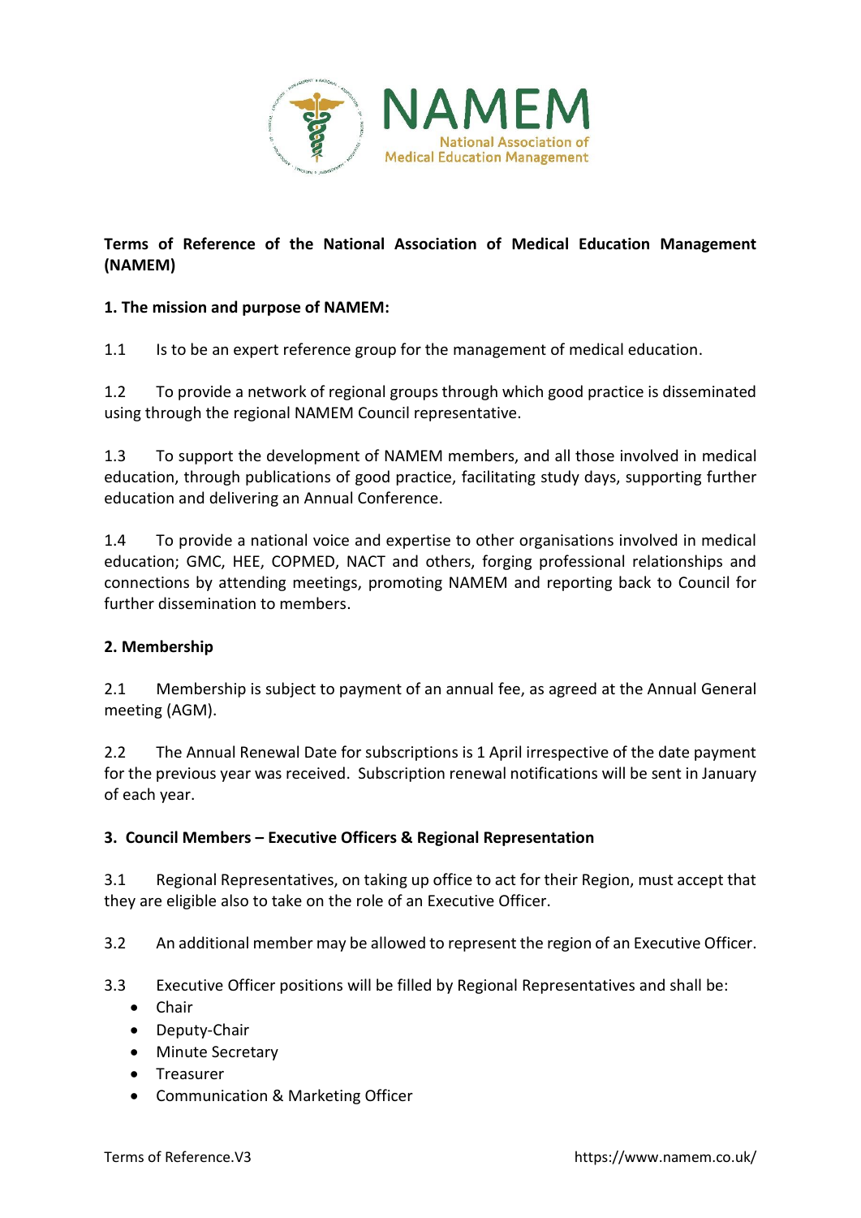**Terms of Reference of the National Association of Medical Education Management (NAMEM)**

**1. The mission and purpose of NAMEM:**

1.1 Is to be an expert reference group for the management of medical education.

1.2 To provide a network of regional groups through which good practice is disseminated using through the regional NAMEM Council representative.

1.3 To support the development of NAMEM members, and all those involved in medical education, through publications of good practice, facilitating study days, supporting further education and delivering an Annual Conference.

1.4 To provide a national voice and expertise to other organisations involved in medical education; GMC, HEE, COPMED, NACT and others, forging professional relationships and connections by attending meetings, promoting NAMEM and reporting back to Council for further dissemination to members.

**2. Membership**

2.1 Membership is subject to payment of an annual fee, as agreed at the Annual General meeting (AGM).

2.2 The Annual Renewal Date for subscriptions is 1 April irrespective of the date payment for the previous year was received. Subscription renewal notifications will be sent in January of each year.

**3. Council Members – Executive Officers & Regional Representation**

3.1 Regional Representatives, on taking up office to act for their Region, must accept that they are eligible also to take on the role of an Executive Officer.

3.2 An additional member may be allowed to represent the region of an Executive Officer.

3.3 Executive Officer positions will be filled by Regional Representatives and shall be:

- Chair
- Deputy-Chair
- Minute Secretary
- Treasurer
- Communication & Marketing Officer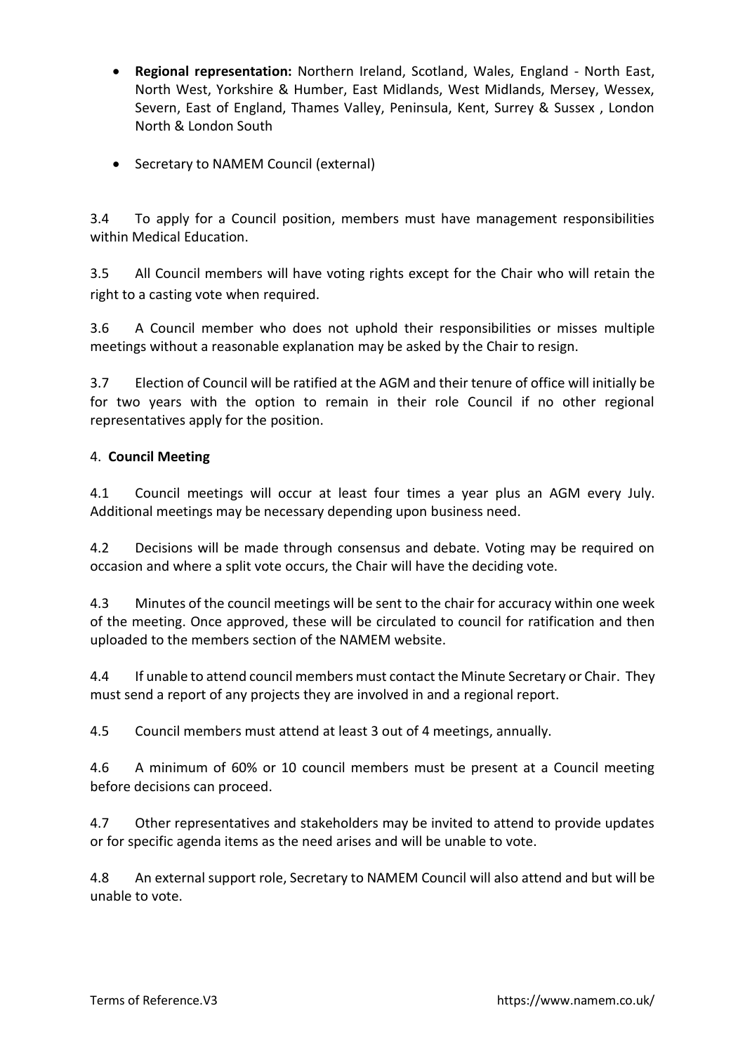- **Regional representation:** Northern Ireland, Scotland, Wales, England - North East, North West, Yorkshire & Humber, East Midlands, West Midlands, Mersey, Wessex, Severn, East of England, Thames Valley, Peninsula, Kent, Surrey & Sussex , London North & London South

- Secretary to NAMEM Council (external)

3.4 To apply for a Council position, members must have management responsibilities within Medical Education.

3.5 All Council members will have voting rights except for the Chair who will retain the right to a casting vote when required.

3.6 A Council member who does not uphold their responsibilities or misses multiple meetings without a reasonable explanation may be asked by the Chair to resign.

3.7 Election of Council will be ratified at the AGM and their tenure of office will initially be for two years with the option to remain in their role Council if no other regional representatives apply for the position.

4. **Council Meeting**

4.1 Council meetings will occur at least four times a year plus an AGM every July. Additional meetings may be necessary depending upon business need.

4.2 Decisions will be made through consensus and debate. Voting may be required on occasion and where a split vote occurs, the Chair will have the deciding vote.

4.3 Minutes of the council meetings will be sent to the chair for accuracy within one week of the meeting. Once approved, these will be circulated to council for ratification and then uploaded to the members section of the NAMEM website.

4.4 If unable to attend council members must contact the Minute Secretary or Chair. They must send a report of any projects they are involved in and a regional report.

4.5 Council members must attend at least 3 out of 4 meetings, annually.

4.6 A minimum of 60% or 10 council members must be present at a Council meeting before decisions can proceed.

4.7 Other representatives and stakeholders may be invited to attend to provide updates or for specific agenda items as the need arises and will be unable to vote.

4.8 An external support role, Secretary to NAMEM Council will also attend and but will be unable to vote.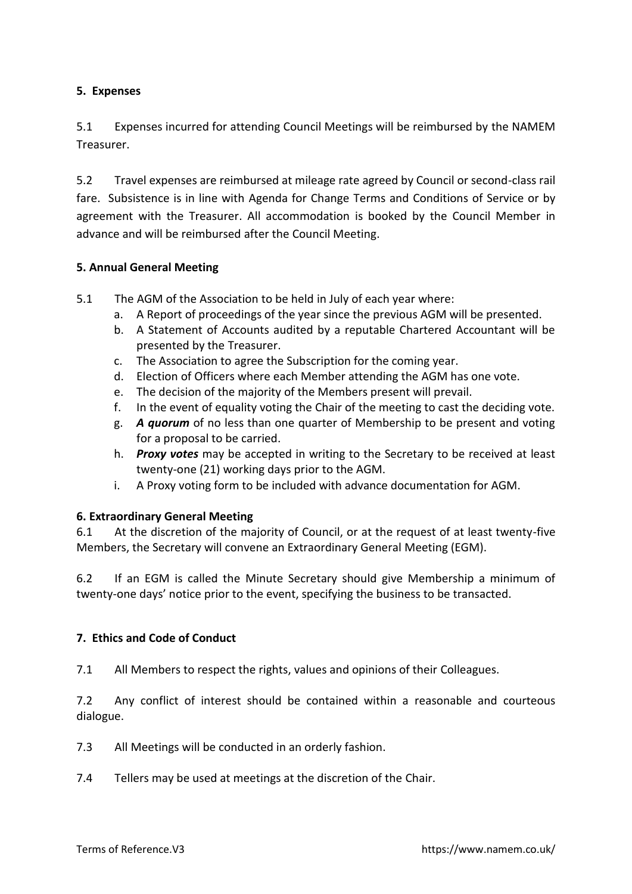## 5. Expenses

5.1 Expenses incurred for attending Council Meetings will be reimbursed by the NAMEM Treasurer.

5.2 Travel expenses are reimbursed at mileage rate agreed by Council or second-class rail fare. Subsistence is in line with Agenda for Change Terms and Conditions of Service or by agreement with the Treasurer. All accommodation is booked by the Council Member in advance and will be reimbursed after the Council Meeting.

## 5. Annual General Meeting

5.1 The AGM of the Association to be held in July of each year where:

a. A Report of proceedings of the year since the previous AGM will be presented.
b. A Statement of Accounts audited by a reputable Chartered Accountant will be presented by the Treasurer.
c. The Association to agree the Subscription for the coming year.
d. Election of Officers where each Member attending the AGM has one vote.
e. The decision of the majority of the Members present will prevail.
f. In the event of equality voting the Chair of the meeting to cast the deciding vote.
g. ***A quorum*** of no less than one quarter of Membership to be present and voting for a proposal to be carried.
h. ***Proxy votes*** may be accepted in writing to the Secretary to be received at least twenty-one (21) working days prior to the AGM.
i. A Proxy voting form to be included with advance documentation for AGM.

## 6. Extraordinary General Meeting

6.1 At the discretion of the majority of Council, or at the request of at least twenty-five Members, the Secretary will convene an Extraordinary General Meeting (EGM).

6.2 If an EGM is called the Minute Secretary should give Membership a minimum of twenty-one days' notice prior to the event, specifying the business to be transacted.

## 7. Ethics and Code of Conduct

7.1 All Members to respect the rights, values and opinions of their Colleagues.

7.2 Any conflict of interest should be contained within a reasonable and courteous dialogue.

7.3 All Meetings will be conducted in an orderly fashion.

7.4 Tellers may be used at meetings at the discretion of the Chair.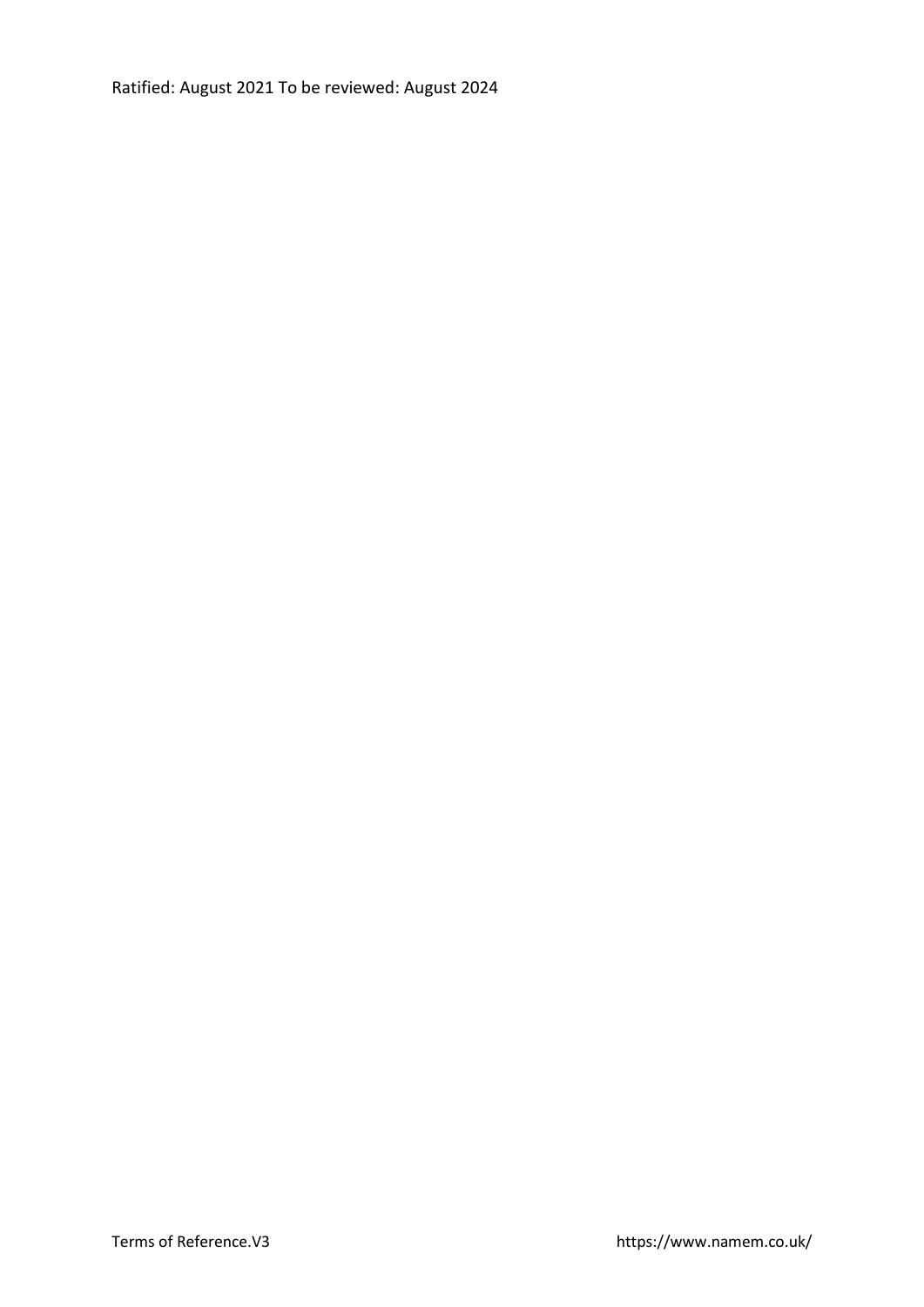Ratified: August 2021 To be reviewed: August 2024